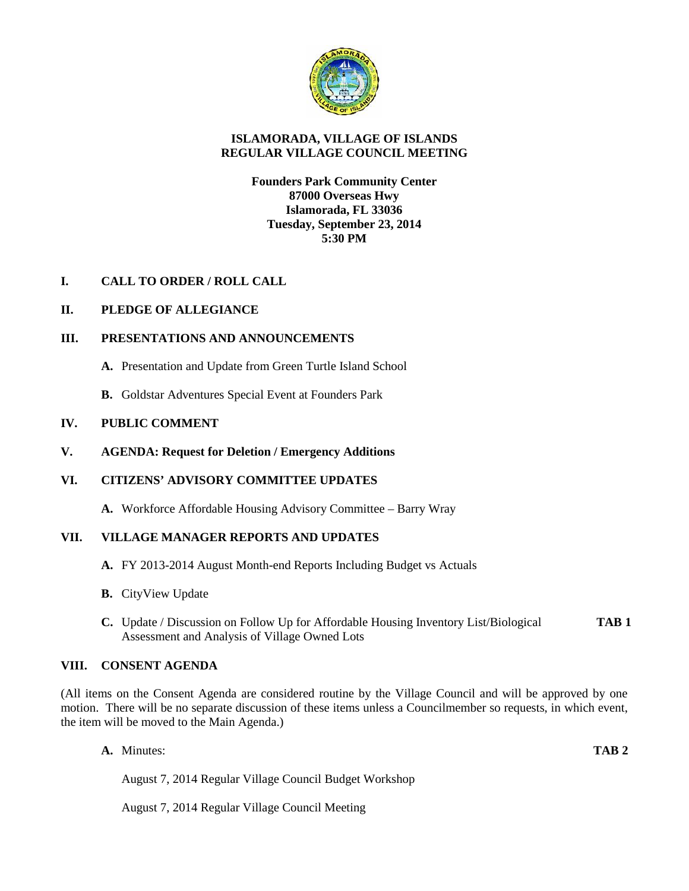# ISLAMORADA, VILLAGE OF ISLANDS
# REGULAR VILLAGE COUNCIL MEETING

**Founders Park Community Center**
**87000 Overseas Hwy**
**Islamorada, FL 33036**
**Tuesday, September 23, 2014**
**5:30 PM**

## I. CALL TO ORDER / ROLL CALL

## II. PLEDGE OF ALLEGIANCE

## III. PRESENTATIONS AND ANNOUNCEMENTS

**A.** Presentation and Update from Green Turtle Island School

**B.** Goldstar Adventures Special Event at Founders Park

## IV. PUBLIC COMMENT

## V. AGENDA: Request for Deletion / Emergency Additions

## VI. CITIZENS' ADVISORY COMMITTEE UPDATES

**A.** Workforce Affordable Housing Advisory Committee – Barry Wray

## VII. VILLAGE MANAGER REPORTS AND UPDATES

**A.** FY 2013-2014 August Month-end Reports Including Budget vs Actuals

**B.** CityView Update

**C.** Update / Discussion on Follow Up for Affordable Housing Inventory List/Biological Assessment and Analysis of Village Owned Lots **TAB 1**

## VIII. CONSENT AGENDA

(All items on the Consent Agenda are considered routine by the Village Council and will be approved by one motion. There will be no separate discussion of these items unless a Councilmember so requests, in which event, the item will be moved to the Main Agenda.)

**A.** Minutes: **TAB 2**

August 7, 2014 Regular Village Council Budget Workshop

August 7, 2014 Regular Village Council Meeting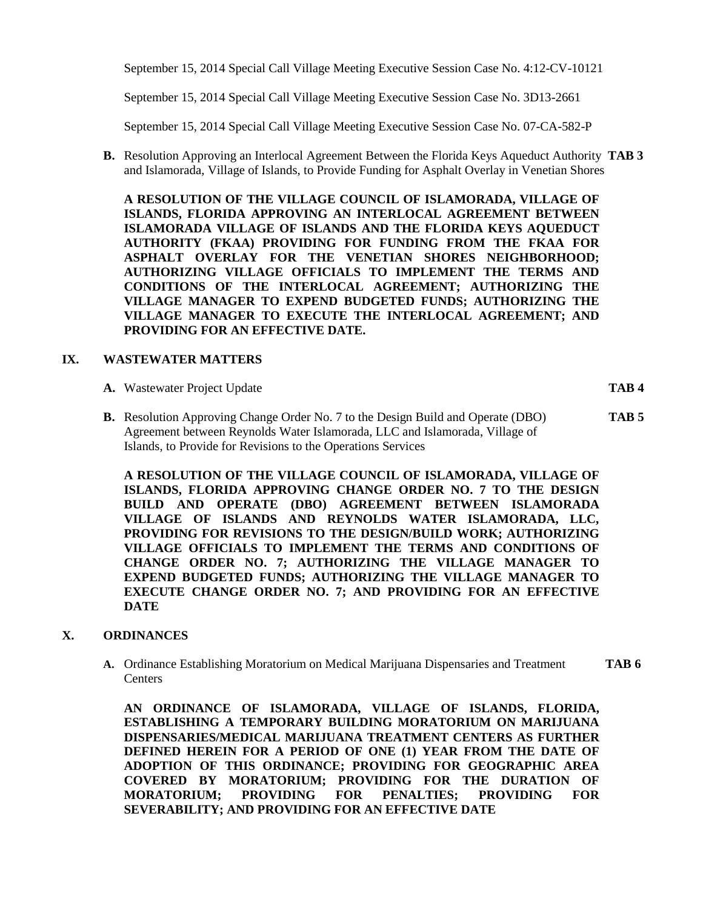September 15, 2014 Special Call Village Meeting Executive Session Case No. 4:12-CV-10121

September 15, 2014 Special Call Village Meeting Executive Session Case No. 3D13-2661

September 15, 2014 Special Call Village Meeting Executive Session Case No. 07-CA-582-P

**B.** Resolution Approving an Interlocal Agreement Between the Florida Keys Aqueduct Authority and Islamorada, Village of Islands, to Provide Funding for Asphalt Overlay in Venetian Shores **TAB 3**

**A RESOLUTION OF THE VILLAGE COUNCIL OF ISLAMORADA, VILLAGE OF ISLANDS, FLORIDA APPROVING AN INTERLOCAL AGREEMENT BETWEEN ISLAMORADA VILLAGE OF ISLANDS AND THE FLORIDA KEYS AQUEDUCT AUTHORITY (FKAA) PROVIDING FOR FUNDING FROM THE FKAA FOR ASPHALT OVERLAY FOR THE VENETIAN SHORES NEIGHBORHOOD; AUTHORIZING VILLAGE OFFICIALS TO IMPLEMENT THE TERMS AND CONDITIONS OF THE INTERLOCAL AGREEMENT; AUTHORIZING THE VILLAGE MANAGER TO EXPEND BUDGETED FUNDS; AUTHORIZING THE VILLAGE MANAGER TO EXECUTE THE INTERLOCAL AGREEMENT; AND PROVIDING FOR AN EFFECTIVE DATE.**

## IX. WASTEWATER MATTERS

**A.** Wastewater Project Update **TAB 4**

**B.** Resolution Approving Change Order No. 7 to the Design Build and Operate (DBO) Agreement between Reynolds Water Islamorada, LLC and Islamorada, Village of Islands, to Provide for Revisions to the Operations Services **TAB 5**

**A RESOLUTION OF THE VILLAGE COUNCIL OF ISLAMORADA, VILLAGE OF ISLANDS, FLORIDA APPROVING CHANGE ORDER NO. 7 TO THE DESIGN BUILD AND OPERATE (DBO) AGREEMENT BETWEEN ISLAMORADA VILLAGE OF ISLANDS AND REYNOLDS WATER ISLAMORADA, LLC, PROVIDING FOR REVISIONS TO THE DESIGN/BUILD WORK; AUTHORIZING VILLAGE OFFICIALS TO IMPLEMENT THE TERMS AND CONDITIONS OF CHANGE ORDER NO. 7; AUTHORIZING THE VILLAGE MANAGER TO EXPEND BUDGETED FUNDS; AUTHORIZING THE VILLAGE MANAGER TO EXECUTE CHANGE ORDER NO. 7; AND PROVIDING FOR AN EFFECTIVE DATE**

## X. ORDINANCES

**A.** Ordinance Establishing Moratorium on Medical Marijuana Dispensaries and Treatment Centers **TAB 6**

**AN ORDINANCE OF ISLAMORADA, VILLAGE OF ISLANDS, FLORIDA, ESTABLISHING A TEMPORARY BUILDING MORATORIUM ON MARIJUANA DISPENSARIES/MEDICAL MARIJUANA TREATMENT CENTERS AS FURTHER DEFINED HEREIN FOR A PERIOD OF ONE (1) YEAR FROM THE DATE OF ADOPTION OF THIS ORDINANCE; PROVIDING FOR GEOGRAPHIC AREA COVERED BY MORATORIUM; PROVIDING FOR THE DURATION OF MORATORIUM; PROVIDING FOR PENALTIES; PROVIDING FOR SEVERABILITY; AND PROVIDING FOR AN EFFECTIVE DATE**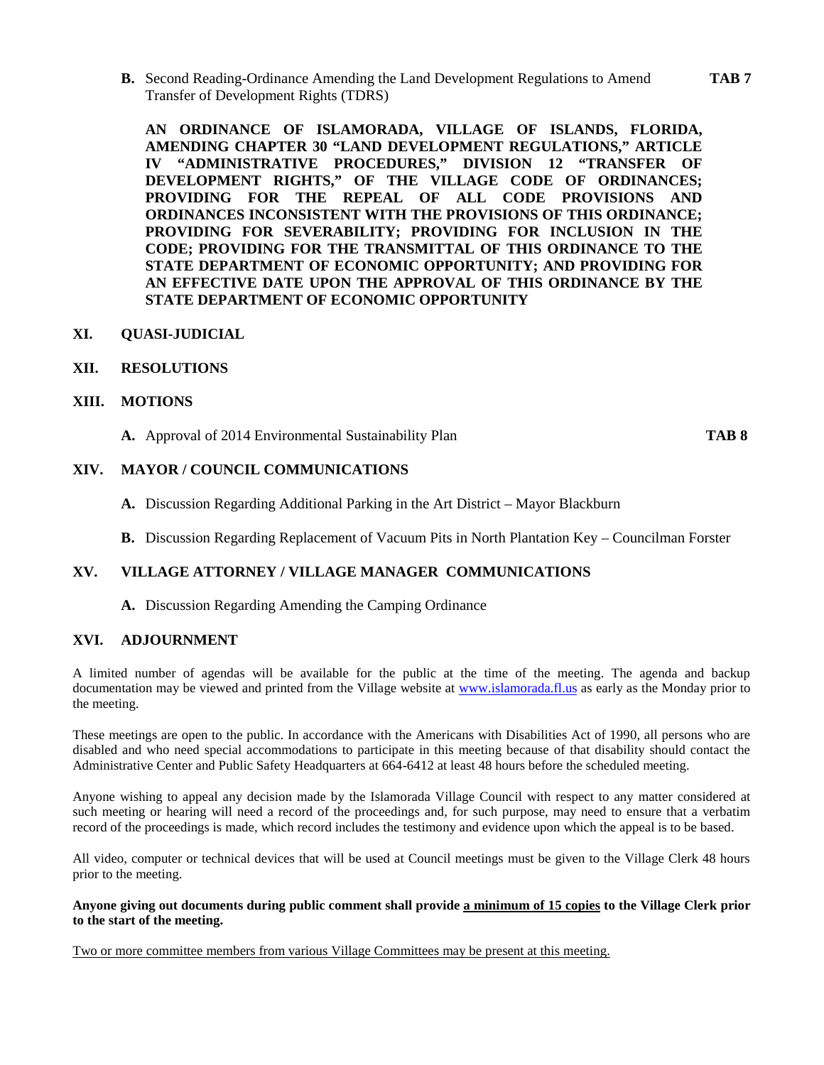**B.** Second Reading-Ordinance Amending the Land Development Regulations to Amend Transfer of Development Rights (TDRS) **TAB 7**

**AN ORDINANCE OF ISLAMORADA, VILLAGE OF ISLANDS, FLORIDA, AMENDING CHAPTER 30 "LAND DEVELOPMENT REGULATIONS," ARTICLE IV "ADMINISTRATIVE PROCEDURES," DIVISION 12 "TRANSFER OF DEVELOPMENT RIGHTS," OF THE VILLAGE CODE OF ORDINANCES; PROVIDING FOR THE REPEAL OF ALL CODE PROVISIONS AND ORDINANCES INCONSISTENT WITH THE PROVISIONS OF THIS ORDINANCE; PROVIDING FOR SEVERABILITY; PROVIDING FOR INCLUSION IN THE CODE; PROVIDING FOR THE TRANSMITTAL OF THIS ORDINANCE TO THE STATE DEPARTMENT OF ECONOMIC OPPORTUNITY; AND PROVIDING FOR AN EFFECTIVE DATE UPON THE APPROVAL OF THIS ORDINANCE BY THE STATE DEPARTMENT OF ECONOMIC OPPORTUNITY**

## XI. QUASI-JUDICIAL

## XII. RESOLUTIONS

## XIII. MOTIONS

**A.** Approval of 2014 Environmental Sustainability Plan **TAB 8**

## XIV. MAYOR / COUNCIL COMMUNICATIONS

**A.** Discussion Regarding Additional Parking in the Art District – Mayor Blackburn

**B.** Discussion Regarding Replacement of Vacuum Pits in North Plantation Key – Councilman Forster

## XV. VILLAGE ATTORNEY / VILLAGE MANAGER COMMUNICATIONS

**A.** Discussion Regarding Amending the Camping Ordinance

## XVI. ADJOURNMENT

A limited number of agendas will be available for the public at the time of the meeting. The agenda and backup documentation may be viewed and printed from the Village website at www.islamorada.fl.us as early as the Monday prior to the meeting.

These meetings are open to the public. In accordance with the Americans with Disabilities Act of 1990, all persons who are disabled and who need special accommodations to participate in this meeting because of that disability should contact the Administrative Center and Public Safety Headquarters at 664-6412 at least 48 hours before the scheduled meeting.

Anyone wishing to appeal any decision made by the Islamorada Village Council with respect to any matter considered at such meeting or hearing will need a record of the proceedings and, for such purpose, may need to ensure that a verbatim record of the proceedings is made, which record includes the testimony and evidence upon which the appeal is to be based.

All video, computer or technical devices that will be used at Council meetings must be given to the Village Clerk 48 hours prior to the meeting.

**Anyone giving out documents during public comment shall provide a minimum of 15 copies to the Village Clerk prior to the start of the meeting.**

Two or more committee members from various Village Committees may be present at this meeting.